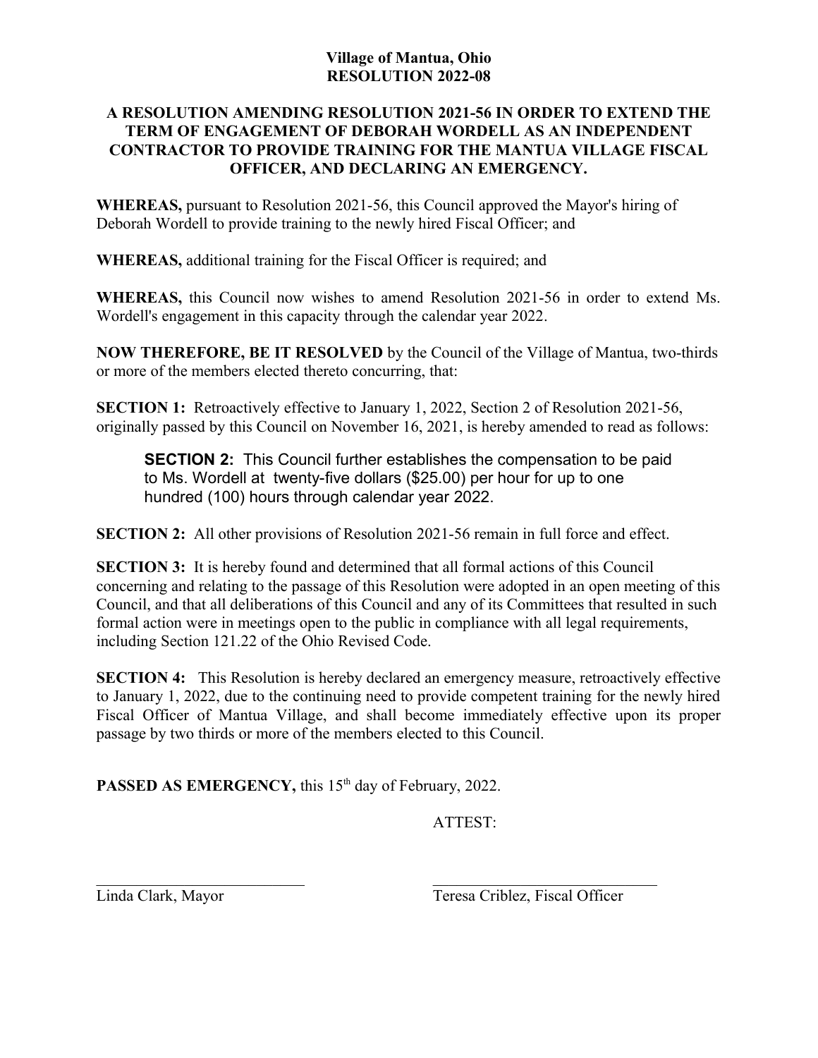**Village of Mantua, Ohio**
**RESOLUTION 2022-08**

**A RESOLUTION AMENDING RESOLUTION 2021-56 IN ORDER TO EXTEND THE TERM OF ENGAGEMENT OF DEBORAH WORDELL AS AN INDEPENDENT CONTRACTOR TO PROVIDE TRAINING FOR THE MANTUA VILLAGE FISCAL OFFICER, AND DECLARING AN EMERGENCY.**

**WHEREAS,** pursuant to Resolution 2021-56, this Council approved the Mayor's hiring of Deborah Wordell to provide training to the newly hired Fiscal Officer; and

**WHEREAS,** additional training for the Fiscal Officer is required; and

**WHEREAS,** this Council now wishes to amend Resolution 2021-56 in order to extend Ms. Wordell's engagement in this capacity through the calendar year 2022.

**NOW THEREFORE, BE IT RESOLVED** by the Council of the Village of Mantua, two-thirds or more of the members elected thereto concurring, that:

**SECTION 1:** Retroactively effective to January 1, 2022, Section 2 of Resolution 2021-56, originally passed by this Council on November 16, 2021, is hereby amended to read as follows:

> **SECTION 2:** This Council further establishes the compensation to be paid to Ms. Wordell at twenty-five dollars ($25.00) per hour for up to one hundred (100) hours through calendar year 2022.

**SECTION 2:** All other provisions of Resolution 2021-56 remain in full force and effect.

**SECTION 3:** It is hereby found and determined that all formal actions of this Council concerning and relating to the passage of this Resolution were adopted in an open meeting of this Council, and that all deliberations of this Council and any of its Committees that resulted in such formal action were in meetings open to the public in compliance with all legal requirements, including Section 121.22 of the Ohio Revised Code.

**SECTION 4:** This Resolution is hereby declared an emergency measure, retroactively effective to January 1, 2022, due to the continuing need to provide competent training for the newly hired Fiscal Officer of Mantua Village, and shall become immediately effective upon its proper passage by two thirds or more of the members elected to this Council.

**PASSED AS EMERGENCY,** this 15th day of February, 2022.

ATTEST:

\_\_\_\_\_\_\_\_\_\_\_\_\_\_\_\_\_\_\_\_\_\_\_\_\_\_\_\_
Linda Clark, Mayor

\_\_\_\_\_\_\_\_\_\_\_\_\_\_\_\_\_\_\_\_\_\_\_\_\_\_\_\_
Teresa Criblez, Fiscal Officer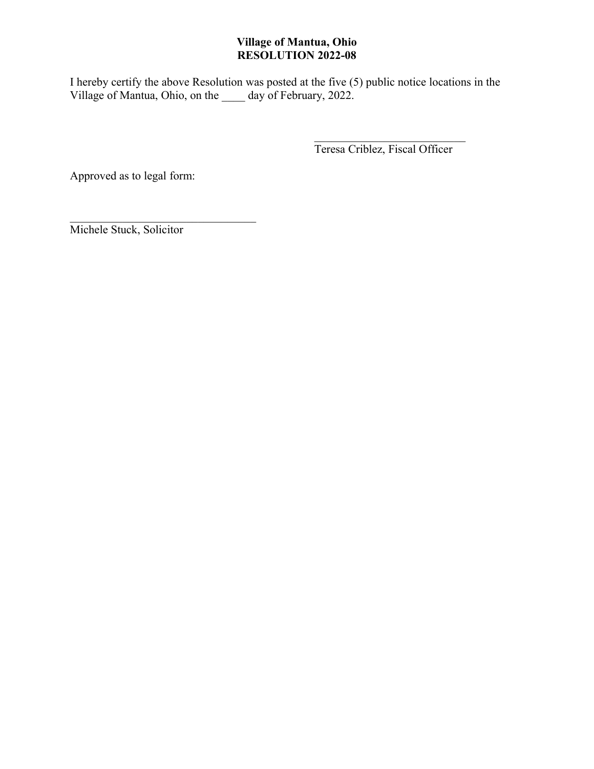**Village of Mantua, Ohio**
**RESOLUTION 2022-08**

I hereby certify the above Resolution was posted at the five (5) public notice locations in the Village of Mantua, Ohio, on the ____ day of February, 2022.

___________________________
Teresa Criblez, Fiscal Officer

Approved as to legal form:

_________________________________
Michele Stuck, Solicitor